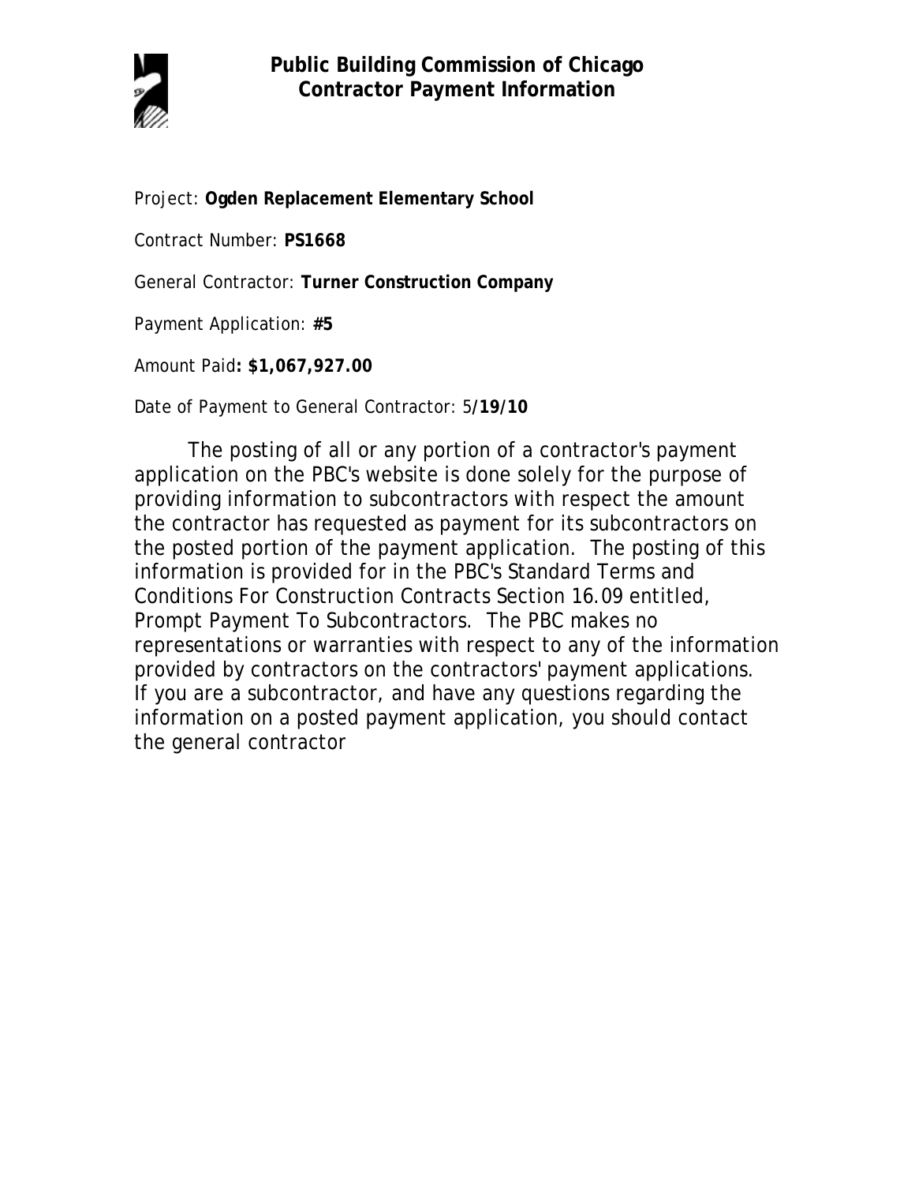# Public Building Commission of Chicago
## Contractor Payment Information

Project: **Ogden Replacement Elementary School**

Contract Number: **PS1668**

General Contractor: **Turner Construction Company**

Payment Application: **#5**

Amount Paid**: $1,067,927.00**

Date of Payment to General Contractor: 5/**19/10**

The posting of all or any portion of a contractor's payment application on the PBC's website is done solely for the purpose of providing information to subcontractors with respect the amount the contractor has requested as payment for its subcontractors on the posted portion of the payment application. The posting of this information is provided for in the PBC's Standard Terms and Conditions For Construction Contracts Section 16.09 entitled, Prompt Payment To Subcontractors. The PBC makes no representations or warranties with respect to any of the information provided by contractors on the contractors' payment applications. If you are a subcontractor, and have any questions regarding the information on a posted payment application, you should contact the general contractor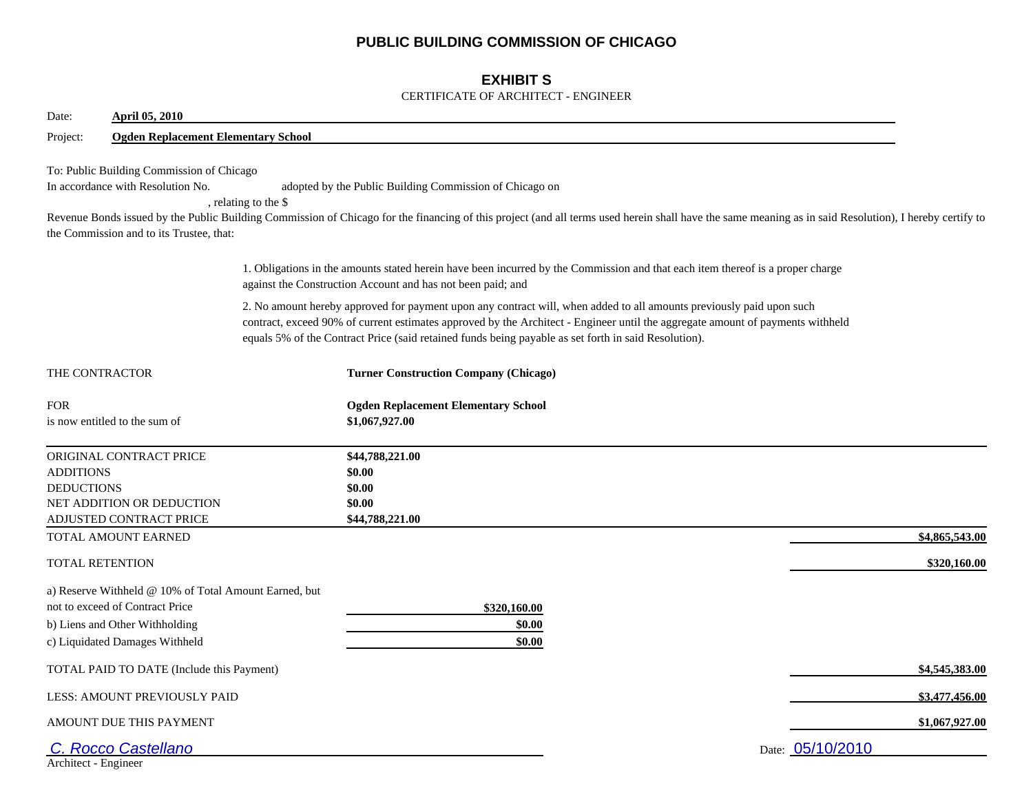# PUBLIC BUILDING COMMISSION OF CHICAGO

## EXHIBIT S

CERTIFICATE OF ARCHITECT - ENGINEER

Date: **April 05, 2010**

Project: **Ogden Replacement Elementary School**

To: Public Building Commission of Chicago

In accordance with Resolution No. adopted by the Public Building Commission of Chicago on , relating to the $ Revenue Bonds issued by the Public Building Commission of Chicago for the financing of this project (and all terms used herein shall have the same meaning as in said Resolution), I hereby certify to the Commission and to its Trustee, that:

1. Obligations in the amounts stated herein have been incurred by the Commission and that each item thereof is a proper charge against the Construction Account and has not been paid; and

2. No amount hereby approved for payment upon any contract will, when added to all amounts previously paid upon such contract, exceed 90% of current estimates approved by the Architect - Engineer until the aggregate amount of payments withheld equals 5% of the Contract Price (said retained funds being payable as set forth in said Resolution).

THE CONTRACTOR **Turner Construction Company (Chicago)**

FOR **Ogden Replacement Elementary School**

is now entitled to the sum of **$1,067,927.00**

| | | |
|---|---|---|
| ORIGINAL CONTRACT PRICE | **$44,788,221.00** | |
| ADDITIONS | **$0.00** | |
| DEDUCTIONS | **$0.00** | |
| NET ADDITION OR DEDUCTION | **$0.00** | |
| ADJUSTED CONTRACT PRICE | **$44,788,221.00** | |
| TOTAL AMOUNT EARNED | | **$4,865,543.00** |
| TOTAL RETENTION | | **$320,160.00** |
| a) Reserve Withheld @ 10% of Total Amount Earned, but not to exceed of Contract Price | **$320,160.00** | |
| b) Liens and Other Withholding | **$0.00** | |
| c) Liquidated Damages Withheld | **$0.00** | |
| TOTAL PAID TO DATE (Include this Payment) | | **$4,545,383.00** |
| LESS: AMOUNT PREVIOUSLY PAID | | **$3,477,456.00** |
| AMOUNT DUE THIS PAYMENT | | **$1,067,927.00** |

*C. Rocco Castellano*

Architect - Engineer

Date: 05/10/2010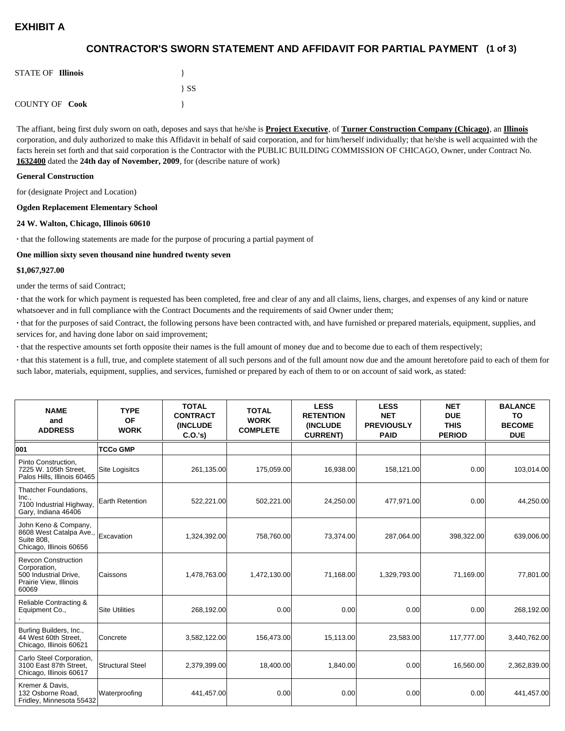# EXHIBIT A

## CONTRACTOR'S SWORN STATEMENT AND AFFIDAVIT FOR PARTIAL PAYMENT (1 of 3)

STATE OF **Illinois** }

} SS

COUNTY OF **Cook** }

The affiant, being first duly sworn on oath, deposes and says that he/she is **Project Executive**, of **Turner Construction Company (Chicago)**, an **Illinois** corporation, and duly authorized to make this Affidavit in behalf of said corporation, and for him/herself individually; that he/she is well acquainted with the facts herein set forth and that said corporation is the Contractor with the PUBLIC BUILDING COMMISSION OF CHICAGO, Owner, under Contract No. **1632400** dated the **24th day of November, 2009**, for (describe nature of work)

**General Construction**

for (designate Project and Location)

**Ogden Replacement Elementary School**

**24 W. Walton, Chicago, Illinois 60610**

· that the following statements are made for the purpose of procuring a partial payment of

**One million sixty seven thousand nine hundred twenty seven**

**$1,067,927.00**

under the terms of said Contract;

· that the work for which payment is requested has been completed, free and clear of any and all claims, liens, charges, and expenses of any kind or nature whatsoever and in full compliance with the Contract Documents and the requirements of said Owner under them;

· that for the purposes of said Contract, the following persons have been contracted with, and have furnished or prepared materials, equipment, supplies, and services for, and having done labor on said improvement;

· that the respective amounts set forth opposite their names is the full amount of money due and to become due to each of them respectively;

· that this statement is a full, true, and complete statement of all such persons and of the full amount now due and the amount heretofore paid to each of them for such labor, materials, equipment, supplies, and services, furnished or prepared by each of them to or on account of said work, as stated:

| NAME and ADDRESS | TYPE OF WORK | TOTAL CONTRACT (INCLUDE C.O.'s) | TOTAL WORK COMPLETE | LESS RETENTION (INCLUDE CURRENT) | LESS NET PREVIOUSLY PAID | NET DUE THIS PERIOD | BALANCE TO BECOME DUE |
|---|---|---|---|---|---|---|---|
| **001** | **TCCo GMP** | | | | | | |
| Pinto Construction, 7225 W. 105th Street, Palos Hills, Illinois 60465 | Site Logisitcs | 261,135.00 | 175,059.00 | 16,938.00 | 158,121.00 | 0.00 | 103,014.00 |
| Thatcher Foundations, Inc., 7100 Industrial Highway, Gary, Indiana 46406 | Earth Retention | 522,221.00 | 502,221.00 | 24,250.00 | 477,971.00 | 0.00 | 44,250.00 |
| John Keno & Company, 8608 West Catalpa Ave., Suite 808, Chicago, Illinois 60656 | Excavation | 1,324,392.00 | 758,760.00 | 73,374.00 | 287,064.00 | 398,322.00 | 639,006.00 |
| Revcon Construction Corporation, 500 Industrial Drive, Prairie View, Illinois 60069 | Caissons | 1,478,763.00 | 1,472,130.00 | 71,168.00 | 1,329,793.00 | 71,169.00 | 77,801.00 |
| Reliable Contracting & Equipment Co., , | Site Utilities | 268,192.00 | 0.00 | 0.00 | 0.00 | 0.00 | 268,192.00 |
| Burling Builders, Inc., 44 West 60th Street, Chicago, Illinois 60621 | Concrete | 3,582,122.00 | 156,473.00 | 15,113.00 | 23,583.00 | 117,777.00 | 3,440,762.00 |
| Carlo Steel Corporation, 3100 East 87th Street, Chicago, Illinois 60617 | Structural Steel | 2,379,399.00 | 18,400.00 | 1,840.00 | 0.00 | 16,560.00 | 2,362,839.00 |
| Kremer & Davis, 132 Osborne Road, Fridley, Minnesota 55432 | Waterproofing | 441,457.00 | 0.00 | 0.00 | 0.00 | 0.00 | 441,457.00 |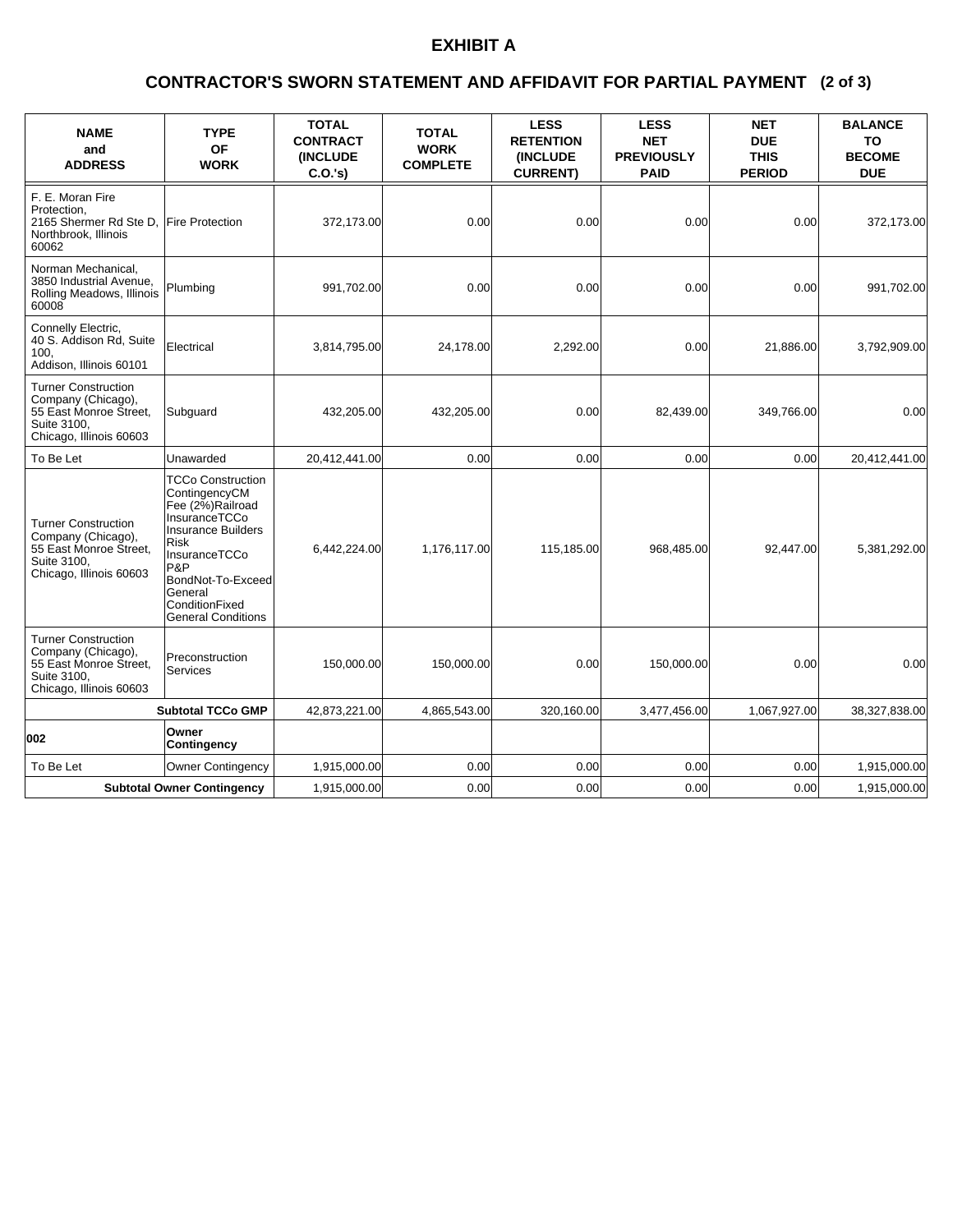# EXHIBIT A

## CONTRACTOR'S SWORN STATEMENT AND AFFIDAVIT FOR PARTIAL PAYMENT (2 of 3)

| NAME and ADDRESS | TYPE OF WORK | TOTAL CONTRACT (INCLUDE C.O.'s) | TOTAL WORK COMPLETE | LESS RETENTION (INCLUDE CURRENT) | LESS NET PREVIOUSLY PAID | NET DUE THIS PERIOD | BALANCE TO BECOME DUE |
|---|---|---|---|---|---|---|---|
| F. E. Moran Fire Protection, 2165 Shermer Rd Ste D, Northbrook, Illinois 60062 | Fire Protection | 372,173.00 | 0.00 | 0.00 | 0.00 | 0.00 | 372,173.00 |
| Norman Mechanical, 3850 Industrial Avenue, Rolling Meadows, Illinois 60008 | Plumbing | 991,702.00 | 0.00 | 0.00 | 0.00 | 0.00 | 991,702.00 |
| Connelly Electric, 40 S. Addison Rd, Suite 100, Addison, Illinois 60101 | Electrical | 3,814,795.00 | 24,178.00 | 2,292.00 | 0.00 | 21,886.00 | 3,792,909.00 |
| Turner Construction Company (Chicago), 55 East Monroe Street, Suite 3100, Chicago, Illinois 60603 | Subguard | 432,205.00 | 432,205.00 | 0.00 | 82,439.00 | 349,766.00 | 0.00 |
| To Be Let | Unawarded | 20,412,441.00 | 0.00 | 0.00 | 0.00 | 0.00 | 20,412,441.00 |
| Turner Construction Company (Chicago), 55 East Monroe Street, Suite 3100, Chicago, Illinois 60603 | TCCo Construction ContingencyCM Fee (2%)Railroad InsuranceTCCo Insurance Builders Risk InsuranceTCCo P&P BondNot-To-Exceed General ConditionFixed General Conditions | 6,442,224.00 | 1,176,117.00 | 115,185.00 | 968,485.00 | 92,447.00 | 5,381,292.00 |
| Turner Construction Company (Chicago), 55 East Monroe Street, Suite 3100, Chicago, Illinois 60603 | Preconstruction Services | 150,000.00 | 150,000.00 | 0.00 | 150,000.00 | 0.00 | 0.00 |
| | **Subtotal TCCo GMP** | 42,873,221.00 | 4,865,543.00 | 320,160.00 | 3,477,456.00 | 1,067,927.00 | 38,327,838.00 |
| **002** | **Owner Contingency** | | | | | | |
| To Be Let | Owner Contingency | 1,915,000.00 | 0.00 | 0.00 | 0.00 | 0.00 | 1,915,000.00 |
| | **Subtotal Owner Contingency** | 1,915,000.00 | 0.00 | 0.00 | 0.00 | 0.00 | 1,915,000.00 |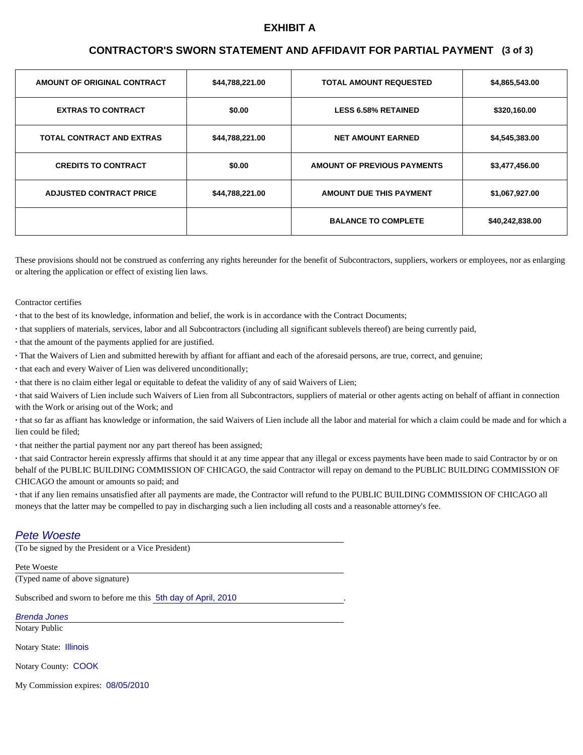# EXHIBIT A

## CONTRACTOR'S SWORN STATEMENT AND AFFIDAVIT FOR PARTIAL PAYMENT (3 of 3)

| | | | |
|---|---|---|---|
| **AMOUNT OF ORIGINAL CONTRACT** | **$44,788,221.00** | **TOTAL AMOUNT REQUESTED** | **$4,865,543.00** |
| **EXTRAS TO CONTRACT** | **$0.00** | **LESS 6.58% RETAINED** | **$320,160.00** |
| **TOTAL CONTRACT AND EXTRAS** | **$44,788,221.00** | **NET AMOUNT EARNED** | **$4,545,383.00** |
| **CREDITS TO CONTRACT** | **$0.00** | **AMOUNT OF PREVIOUS PAYMENTS** | **$3,477,456.00** |
| **ADJUSTED CONTRACT PRICE** | **$44,788,221.00** | **AMOUNT DUE THIS PAYMENT** | **$1,067,927.00** |
| | | **BALANCE TO COMPLETE** | **$40,242,838.00** |

These provisions should not be construed as conferring any rights hereunder for the benefit of Subcontractors, suppliers, workers or employees, nor as enlarging or altering the application or effect of existing lien laws.

Contractor certifies

- that to the best of its knowledge, information and belief, the work is in accordance with the Contract Documents;
- that suppliers of materials, services, labor and all Subcontractors (including all significant sublevels thereof) are being currently paid,
- that the amount of the payments applied for are justified.
- That the Waivers of Lien and submitted herewith by affiant for affiant and each of the aforesaid persons, are true, correct, and genuine;
- that each and every Waiver of Lien was delivered unconditionally;
- that there is no claim either legal or equitable to defeat the validity of any of said Waivers of Lien;
- that said Waivers of Lien include such Waivers of Lien from all Subcontractors, suppliers of material or other agents acting on behalf of affiant in connection with the Work or arising out of the Work; and
- that so far as affiant has knowledge or information, the said Waivers of Lien include all the labor and material for which a claim could be made and for which a lien could be filed;
- that neither the partial payment nor any part thereof has been assigned;
- that said Contractor herein expressly affirms that should it at any time appear that any illegal or excess payments have been made to said Contractor by or on behalf of the PUBLIC BUILDING COMMISSION OF CHICAGO, the said Contractor will repay on demand to the PUBLIC BUILDING COMMISSION OF CHICAGO the amount or amounts so paid; and
- that if any lien remains unsatisfied after all payments are made, the Contractor will refund to the PUBLIC BUILDING COMMISSION OF CHICAGO all moneys that the latter may be compelled to pay in discharging such a lien including all costs and a reasonable attorney's fee.

*Pete Woeste*
(To be signed by the President or a Vice President)

Pete Woeste
(Typed name of above signature)

Subscribed and sworn to before me this 5th day of April, 2010.

*Brenda Jones*
Notary Public

Notary State: Illinois

Notary County: COOK

My Commission expires: 08/05/2010